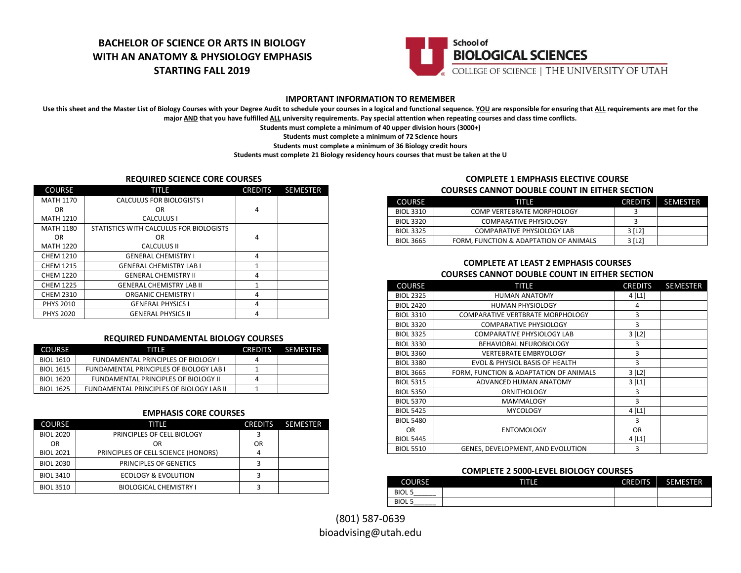# BACHELOR OF SCIENCE OR ARTS IN BIOLOGY WITH AN ANATOMY & PHYSIOLOGY EMPHASIS STARTING FALL 2019

School of BIOLOGICAL SCIENCES
COLLEGE OF SCIENCE | THE UNIVERSITY OF UTAH

## IMPORTANT INFORMATION TO REMEMBER

**Use this sheet and the Master List of Biology Courses with your Degree Audit to schedule your courses in a logical and functional sequence. YOU are responsible for ensuring that ALL requirements are met for the major AND that you have fulfilled ALL university requirements. Pay special attention when repeating courses and class time conflicts.**

**Students must complete a minimum of 40 upper division hours (3000+)**

**Students must complete a minimum of 72 Science hours**

**Students must complete a minimum of 36 Biology credit hours**

**Students must complete 21 Biology residency hours courses that must be taken at the U**

### REQUIRED SCIENCE CORE COURSES

| COURSE | TITLE | CREDITS | SEMESTER |
|---|---|---|---|
| MATH 1170 OR MATH 1210 | CALCULUS FOR BIOLOGISTS I OR CALCULUS I | 4 | |
| MATH 1180 OR MATH 1220 | STATISTICS WITH CALCULUS FOR BIOLOGISTS OR CALCULUS II | 4 | |
| CHEM 1210 | GENERAL CHEMISTRY I | 4 | |
| CHEM 1215 | GENERAL CHEMISTRY LAB I | 1 | |
| CHEM 1220 | GENERAL CHEMISTRY II | 4 | |
| CHEM 1225 | GENERAL CHEMISTRY LAB II | 1 | |
| CHEM 2310 | ORGANIC CHEMISTRY I | 4 | |
| PHYS 2010 | GENERAL PHYSICS I | 4 | |
| PHYS 2020 | GENERAL PHYSICS II | 4 | |

### REQUIRED FUNDAMENTAL BIOLOGY COURSES

| COURSE | TITLE | CREDITS | SEMESTER |
|---|---|---|---|
| BIOL 1610 | FUNDAMENTAL PRINCIPLES OF BIOLOGY I | 4 | |
| BIOL 1615 | FUNDAMENTAL PRINCIPLES OF BIOLOGY LAB I | 1 | |
| BIOL 1620 | FUNDAMENTAL PRINCIPLES OF BIOLOGY II | 4 | |
| BIOL 1625 | FUNDAMENTAL PRINCIPLES OF BIOLOGY LAB II | 1 | |

### EMPHASIS CORE COURSES

| COURSE | TITLE | CREDITS | SEMESTER |
|---|---|---|---|
| BIOL 2020 OR BIOL 2021 | PRINCIPLES OF CELL BIOLOGY OR PRINCIPLES OF CELL SCIENCE (HONORS) | 3 OR 4 | |
| BIOL 2030 | PRINCIPLES OF GENETICS | 3 | |
| BIOL 3410 | ECOLOGY & EVOLUTION | 3 | |
| BIOL 3510 | BIOLOGICAL CHEMISTRY I | 3 | |

### COMPLETE 1 EMPHASIS ELECTIVE COURSE
### COURSES CANNOT DOUBLE COUNT IN EITHER SECTION

| COURSE | TITLE | CREDITS | SEMESTER |
|---|---|---|---|
| BIOL 3310 | COMP VERTEBRATE MORPHOLOGY | 3 | |
| BIOL 3320 | COMPARATIVE PHYSIOLOGY | 3 | |
| BIOL 3325 | COMPARATIVE PHYSIOLOGY LAB | 3 [L2] | |
| BIOL 3665 | FORM, FUNCTION & ADAPTATION OF ANIMALS | 3 [L2] | |

### COMPLETE AT LEAST 2 EMPHASIS COURSES
### COURSES CANNOT DOUBLE COUNT IN EITHER SECTION

| COURSE | TITLE | CREDITS | SEMESTER |
|---|---|---|---|
| BIOL 2325 | HUMAN ANATOMY | 4 [L1] | |
| BIOL 2420 | HUMAN PHYSIOLOGY | 4 | |
| BIOL 3310 | COMPARATIVE VERTBRATE MORPHOLOGY | 3 | |
| BIOL 3320 | COMPARATIVE PHYSIOLOGY | 3 | |
| BIOL 3325 | COMPARATIVE PHYSIOLOGY LAB | 3 [L2] | |
| BIOL 3330 | BEHAVIORAL NEUROBIOLOGY | 3 | |
| BIOL 3360 | VERTEBRATE EMBRYOLOGY | 3 | |
| BIOL 3380 | EVOL & PHYSIOL BASIS OF HEALTH | 3 | |
| BIOL 3665 | FORM, FUNCTION & ADAPTATION OF ANIMALS | 3 [L2] | |
| BIOL 5315 | ADVANCED HUMAN ANATOMY | 3 [L1] | |
| BIOL 5350 | ORNITHOLOGY | 3 | |
| BIOL 5370 | MAMMALOGY | 3 | |
| BIOL 5425 | MYCOLOGY | 4 [L1] | |
| BIOL 5480 OR BIOL 5445 | ENTOMOLOGY | 3 OR 4 [L1] | |
| BIOL 5510 | GENES, DEVELOPMENT, AND EVOLUTION | 3 | |

### COMPLETE 2 5000-LEVEL BIOLOGY COURSES

| COURSE | TITLE | CREDITS | SEMESTER |
|---|---|---|---|
| BIOL 5______ | | | |
| BIOL 5______ | | | |

(801) 587-0639
bioadvising@utah.edu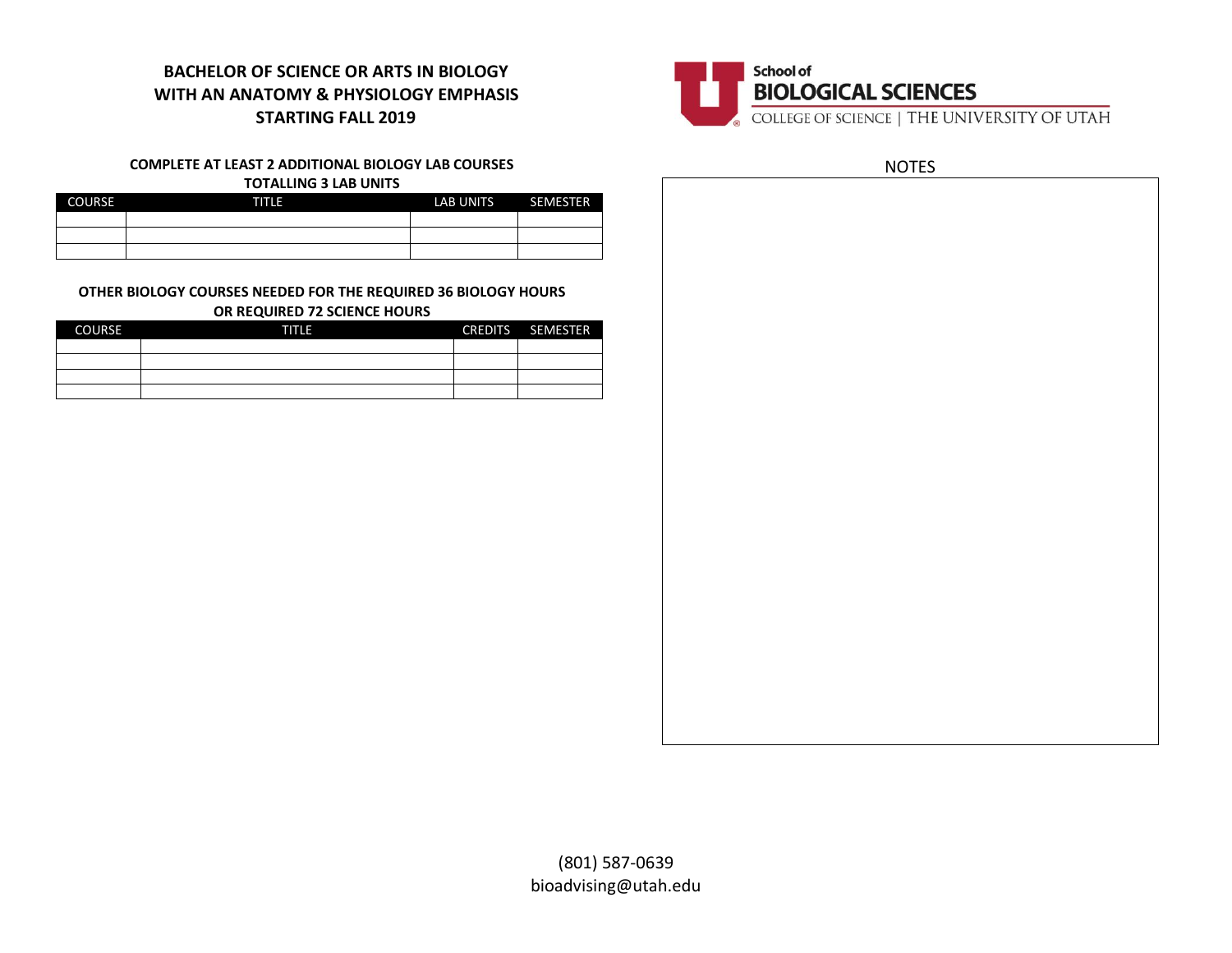# BACHELOR OF SCIENCE OR ARTS IN BIOLOGY WITH AN ANATOMY & PHYSIOLOGY EMPHASIS STARTING FALL 2019

School of
BIOLOGICAL SCIENCES
COLLEGE OF SCIENCE | THE UNIVERSITY OF UTAH

### COMPLETE AT LEAST 2 ADDITIONAL BIOLOGY LAB COURSES TOTALLING 3 LAB UNITS

| COURSE | TITLE | LAB UNITS | SEMESTER |
|---|---|---|---|
| | | | |
| | | | |
| | | | |

### OTHER BIOLOGY COURSES NEEDED FOR THE REQUIRED 36 BIOLOGY HOURS OR REQUIRED 72 SCIENCE HOURS

| COURSE | TITLE | CREDITS | SEMESTER |
|---|---|---|---|
| | | | |
| | | | |
| | | | |
| | | | |

NOTES

(801) 587-0639
bioadvising@utah.edu